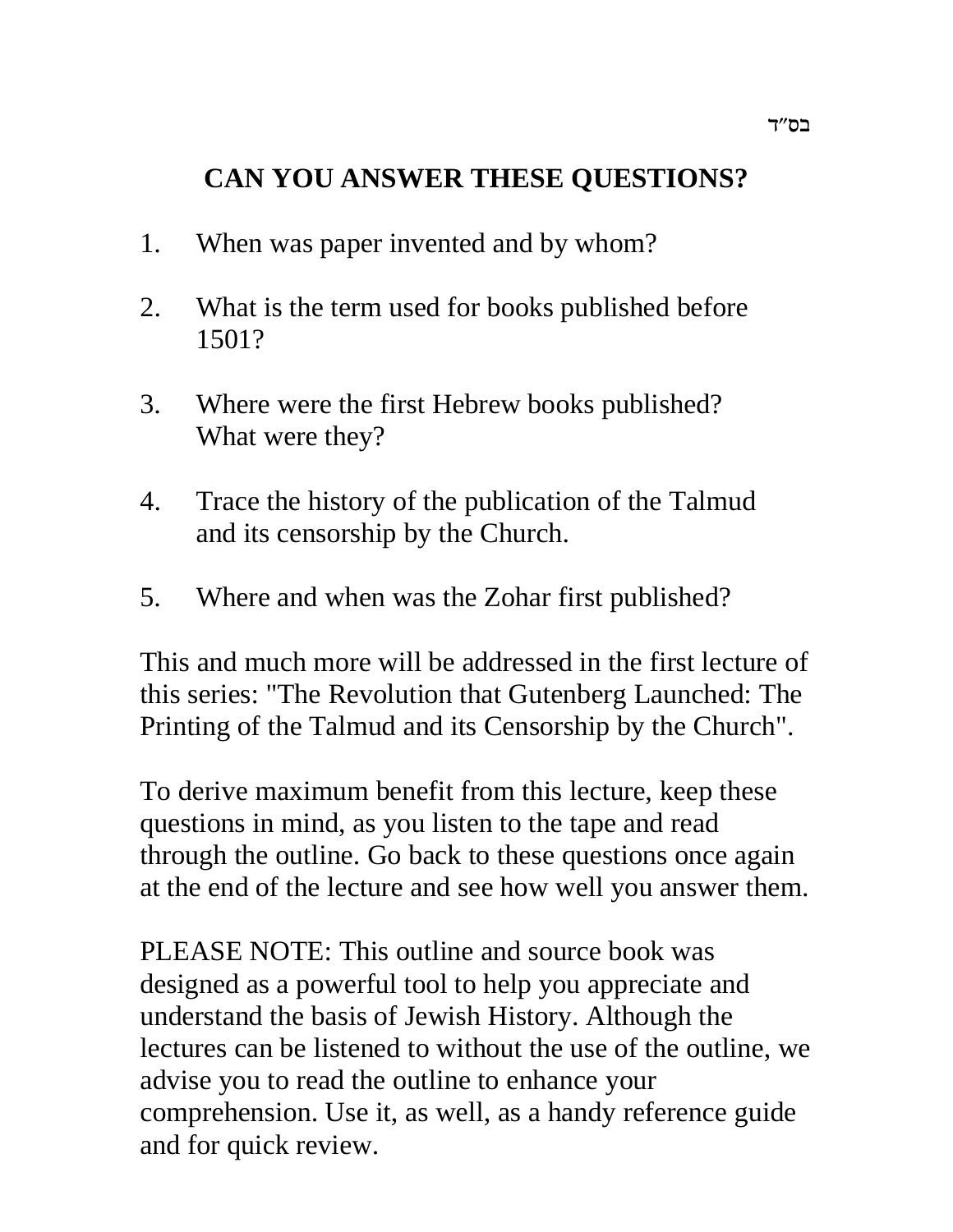בס"ד

## CAN YOU ANSWER THESE QUESTIONS?

1. When was paper invented and by whom?

2. What is the term used for books published before 1501?

3. Where were the first Hebrew books published? What were they?

4. Trace the history of the publication of the Talmud and its censorship by the Church.

5. Where and when was the Zohar first published?

This and much more will be addressed in the first lecture of this series: "The Revolution that Gutenberg Launched: The Printing of the Talmud and its Censorship by the Church".

To derive maximum benefit from this lecture, keep these questions in mind, as you listen to the tape and read through the outline. Go back to these questions once again at the end of the lecture and see how well you answer them.

PLEASE NOTE: This outline and source book was designed as a powerful tool to help you appreciate and understand the basis of Jewish History. Although the lectures can be listened to without the use of the outline, we advise you to read the outline to enhance your comprehension. Use it, as well, as a handy reference guide and for quick review.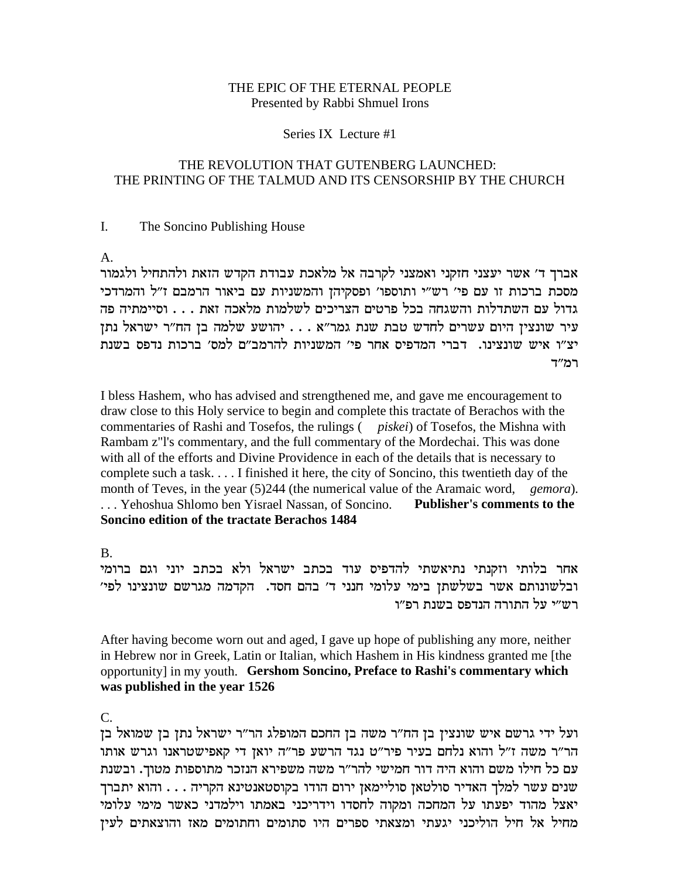THE EPIC OF THE ETERNAL PEOPLE
Presented by Rabbi Shmuel Irons

Series IX Lecture #1

THE REVOLUTION THAT GUTENBERG LAUNCHED:
THE PRINTING OF THE TALMUD AND ITS CENSORSHIP BY THE CHURCH

I. The Soncino Publishing House

A.

אברך ד׳ אשר יעצני חזקני ואמצני לקרבה אל מלאכת עבודת הקדש הזאת ולהתחיל ולגמור מסכת ברכות זו עם פי׳ רש״י ותוספו׳ ופסקיהן והמשניות עם ביאור הרמבם ז״ל והמרדכי גדול עם השתדלות והשגחה בכל פרטים הצריכים לשלמות מלאכה זאת . . . וסיימתיה פה עיר שונצין היום עשרים לחדש טבת שנת שנת גמר״א . . . יהושע שלמה בן הח״ר ישראל נתן יצ״ו איש שונצינו. דברי המדפיס אחר פי׳ המשניות להרמב״ם למס׳ ברכות נדפס בשנת רמ״ד

I bless Hashem, who has advised and strengthened me, and gave me encouragement to draw close to this Holy service to begin and complete this tractate of Berachos with the commentaries of Rashi and Tosefos, the rulings ( *piskei*) of Tosefos, the Mishna with Rambam z"l's commentary, and the full commentary of the Mordechai. This was done with all of the efforts and Divine Providence in each of the details that is necessary to complete such a task. . . . I finished it here, the city of Soncino, this twentieth day of the month of Teves, in the year (5)244 (the numerical value of the Aramaic word, *gemora*). . . . Yehoshua Shlomo ben Yisrael Nassan, of Soncino. **Publisher's comments to the Soncino edition of the tractate Berachos 1484**

B.

אחר בלותי וזקנתי נתיאשתי להדפיס עוד בכתב ישראל ולא בכתב יוני וגם ברומי ובלשונותם אשר בשלשתן בימי עלומי חנני ד׳ בהם חסד. הקדמה מגרשם שונצינו לפי׳ רש״י על התורה הנדפס בשנת רפ״ו

After having become worn out and aged, I gave up hope of publishing any more, neither in Hebrew nor in Greek, Latin or Italian, which Hashem in His kindness granted me [the opportunity] in my youth. **Gershom Soncino, Preface to Rashi's commentary which was published in the year 1526**

C.

ועל ידי גרשם איש שונצין בן הח״ר משה בן החכם המופלג הר״ר ישראל נתן בן שמואל בן הר״ר משה ז״ל והוא נלחם בעיר פיר״ט נגד הרשע פר״ה יואן די קאפישטראנו וגרש אותו עם כל חילו משם והוא היה דור חמישי להר״ר משה משפירא הנזכר מתוספות מטוך. ובשנת שנים עשר למלך האדיר סולטאן סוליימאן ירום הודו בקוסטאנטינא הקריה . . . והוא יתברך יאצל מהוד יפעתו על המחכה ומקוה לחסדו וידריכני באמתו וילמדני כאשר מימי עלומי מחיל אל חיל הוליכני יגעתי ומצאתי ספרים היו סתומים וחתומים מאז והוצאתים לעין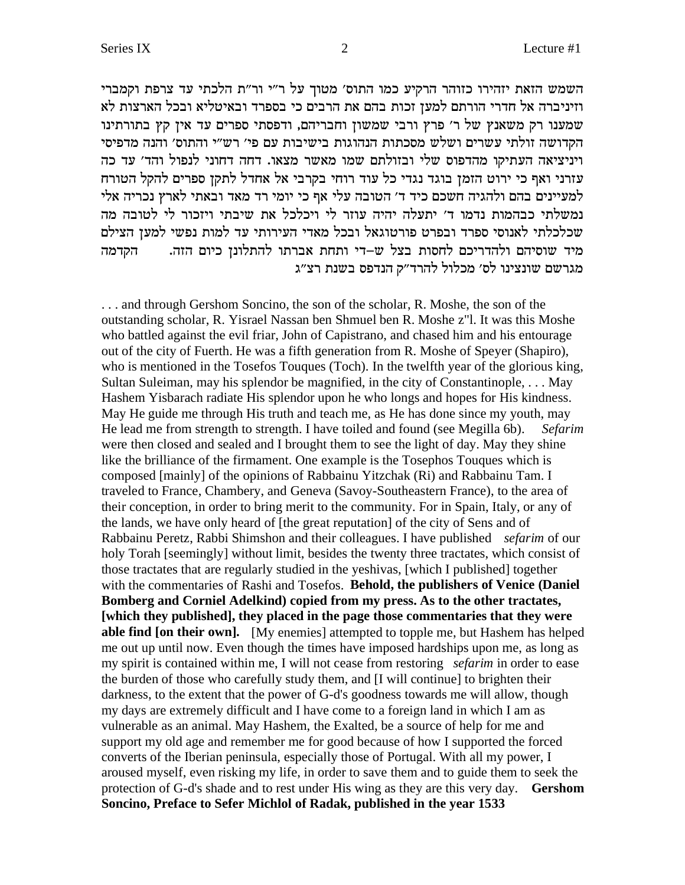השמש הזאת יזהירו כזוהר הרקיע כמו התוס׳ מטוך על ר״י ור״ת הלכתי עד צרפת וקמברי וזיניברה אל חדרי הורתם למען זכות בהם את הרבים כי בספרד ובאיטליא ובכל הארצות לא שמענו רק משאנץ של ר׳ פרץ ורבי שמשון וחבריהם, ודפסתי ספרים עד אין קץ בתורתינו הקדושה זולתי עשרים ושלש מסכתות הנהוגות בישיבות עם פי׳ רש״י והתוס׳ והנה מדפיסי ויניציאה העתיקו מהדפוס שלי ובזולתם שמו מאשר מצאו. דחה דחוני לנפול והד׳ עד כה עזרני ואף כי ירוט הזמן בוגד נגדי כל עוד רוחי בקרבי אל אחדל לתקן ספרים להקל הטורח למעיינים בהם ולהגיה חשכם כיד ד׳ הטובה עלי אף כי יומי רד מאד ובאתי לארץ נכריה אלי נמשלתי כבהמות נדמו ד׳ יתעלה יהיה עוזר לי ויכלכל את שיבתי ויזכור לי לטובה מה שכלכלתי לאנוסי ספרד ובפרט פורטוגאל ובכל מאדי העירותי עד למות נפשי למען הצילם מיד שוסיהם ולהדריכם לחסות בצל ש-די ותחת אברתו להתלונן כיום הזה. הקדמה מגרשם שונצינו לס׳ מכלול להרד״ק הנדפס בשנת רצ״ג

. . . and through Gershom Soncino, the son of the scholar, R. Moshe, the son of the outstanding scholar, R. Yisrael Nassan ben Shmuel ben R. Moshe z"l. It was this Moshe who battled against the evil friar, John of Capistrano, and chased him and his entourage out of the city of Fuerth. He was a fifth generation from R. Moshe of Speyer (Shapiro), who is mentioned in the Tosefos Touques (Toch). In the twelfth year of the glorious king, Sultan Suleiman, may his splendor be magnified, in the city of Constantinople, . . . May Hashem Yisbarach radiate His splendor upon he who longs and hopes for His kindness. May He guide me through His truth and teach me, as He has done since my youth, may He lead me from strength to strength. I have toiled and found (see Megilla 6b). *Sefarim* were then closed and sealed and I brought them to see the light of day. May they shine like the brilliance of the firmament. One example is the Tosephos Touques which is composed [mainly] of the opinions of Rabbainu Yitzchak (Ri) and Rabbainu Tam. I traveled to France, Chambery, and Geneva (Savoy-Southeastern France), to the area of their conception, in order to bring merit to the community. For in Spain, Italy, or any of the lands, we have only heard of [the great reputation] of the city of Sens and of Rabbainu Peretz, Rabbi Shimshon and their colleagues. I have published *sefarim* of our holy Torah [seemingly] without limit, besides the twenty three tractates, which consist of those tractates that are regularly studied in the yeshivas, [which I published] together with the commentaries of Rashi and Tosefos. **Behold, the publishers of Venice (Daniel Bomberg and Corniel Adelkind) copied from my press. As to the other tractates, [which they published], they placed in the page those commentaries that they were able find [on their own].** [My enemies] attempted to topple me, but Hashem has helped me out up until now. Even though the times have imposed hardships upon me, as long as my spirit is contained within me, I will not cease from restoring *sefarim* in order to ease the burden of those who carefully study them, and [I will continue] to brighten their darkness, to the extent that the power of G-d's goodness towards me will allow, though my days are extremely difficult and I have come to a foreign land in which I am as vulnerable as an animal. May Hashem, the Exalted, be a source of help for me and support my old age and remember me for good because of how I supported the forced converts of the Iberian peninsula, especially those of Portugal. With all my power, I aroused myself, even risking my life, in order to save them and to guide them to seek the protection of G-d's shade and to rest under His wing as they are this very day. **Gershom Soncino, Preface to Sefer Michlol of Radak, published in the year 1533**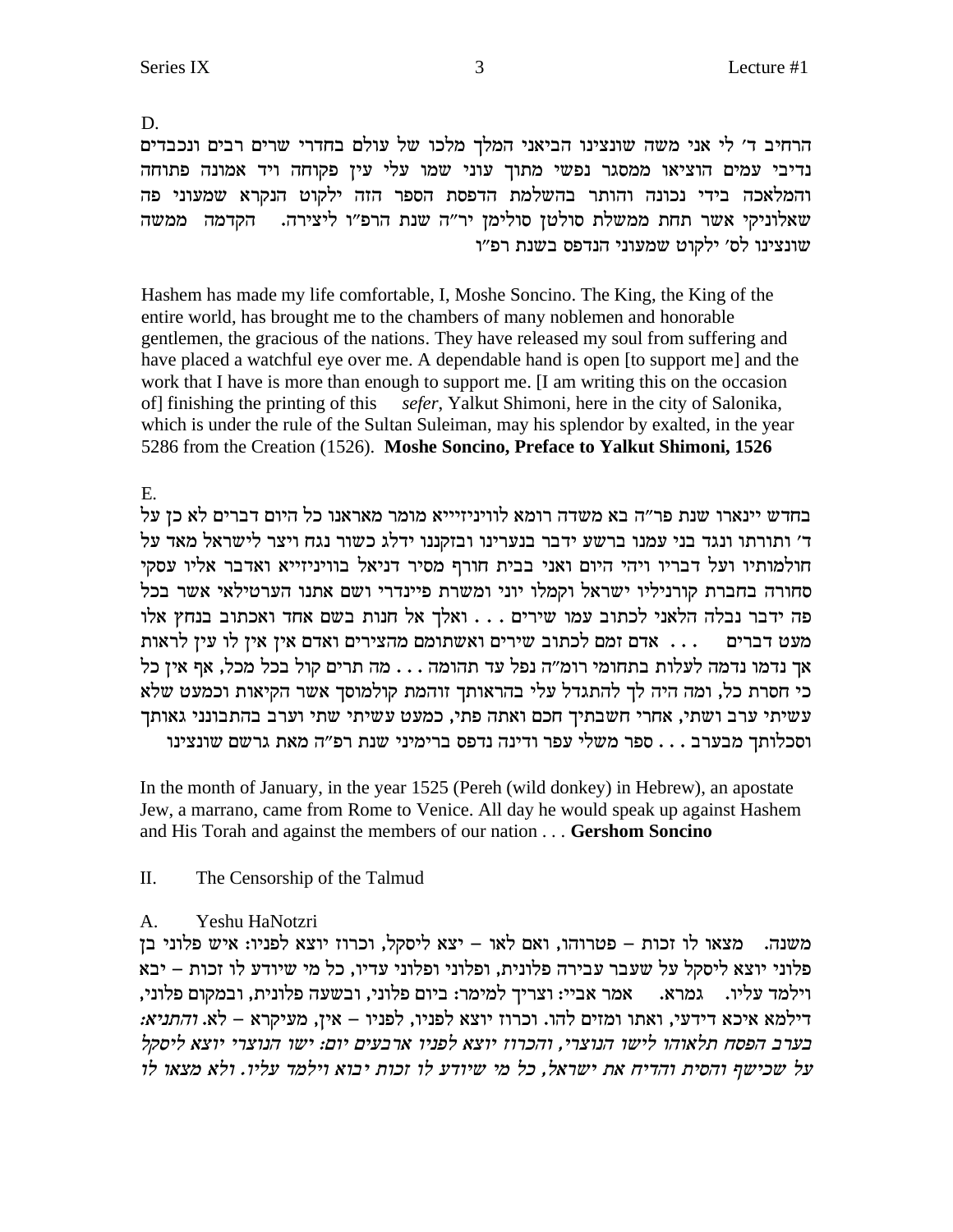D.

הרחיב ד׳ לי אני משה שונצינו הביאני המלך מלכו של עולם בחדרי שרים רבים ונכבדים נדיבי עמים הוציאו ממסגר נפשי מתוך עוני שמו עלי עין פקוחה ויד אמונה פתוחה והמלאכה בידי נכונה והותר בהשלמת הדפסת הספר הזה ילקוט הנקרא שמעוני פה שאלוניקי אשר תחת ממשלת סולטן סולימן יר״ה שנת הרפ״ו ליצירה. הקדמה ממשה שונצינו לס׳ ילקוט שמעוני הנדפס בשנת רפ״ו

Hashem has made my life comfortable, I, Moshe Soncino. The King, the King of the entire world, has brought me to the chambers of many noblemen and honorable gentlemen, the gracious of the nations. They have released my soul from suffering and have placed a watchful eye over me. A dependable hand is open [to support me] and the work that I have is more than enough to support me. [I am writing this on the occasion of] finishing the printing of this *sefer*, Yalkut Shimoni, here in the city of Salonika, which is under the rule of the Sultan Suleiman, may his splendor by exalted, in the year 5286 from the Creation (1526). **Moshe Soncino, Preface to Yalkut Shimoni, 1526**

E.

בחדש יינארו שנת פר״ה בא משדה רומא לוויניזייייא מומר מאראנו כל היום דברים לא כן על ד׳ ותורתו ונגד בני עמנו ברשע ידבר בנערינו ובזקננו ידלג כשור נגח ויצר לישראל מאד על חולמותיו ועל דבריו ויהי היום ואני בבית חורף מסיר דניאל בוויניזייא ואדבר אליו עסקי סחורה בחברת קורניליו ישראל וקמלו יוני ומשרת פיינדרי ושם אתנו הערטילאי אשר בכל פה ידבר נבלה הלאני לכתוב עמו שירים . . . ואלך אל חנות בשם אחד ואכתוב בנחץ אלו מעט דברים . . . אדם זמם לכתוב שירים ואשתומם מהצירים ואדם אין אין לו עין לראות אך נדמו נדמה לעלות בתחומי רומ״ה נפל עד תהומה . . . מה תרים קול בכל מכל, אף אין כל כי חסרת כל, ומה היה לך להתגדל עלי בהראותך זוהמת קולמוסך אשר הקיאות וכמעט שלא עשיתי ערב ושתי, אחרי חשבתיך חכם ואתה פתי, כמעט עשיתי שתי וערב בהתבוננו גאותך וסכלותך מבערב . . . ספר משלי עפר ודינה נדפס ברימיני שנת רפ״ה מאת גרשם שונצינו

In the month of January, in the year 1525 (Pereh (wild donkey) in Hebrew), an apostate Jew, a marrano, came from Rome to Venice. All day he would speak up against Hashem and His Torah and against the members of our nation . . . **Gershom Soncino**

## II. The Censorship of the Talmud

### A. Yeshu HaNotzri

משנה. מצאו לו זכות – פטרוהו, ואם לאו – יצא ליסקל, וכרוז יוצא לפניו: איש פלוני בן פלוני יוצא ליסקל על שעבר עבירה פלונית, ופלוני ופלוני עדיו, כל מי שיודע לו זכות – יבא וילמד עליו. גמרא. אמר אביי: וצריך למימר: ביום פלוני, ובשעה פלונית, ובמקום פלוני, דילמא איכא דידעי, ואתו ומזים להו. וכרוז יוצא לפניו, לפניו – אין, מעיקרא – לא. *והתניא: בערב הפסח תלאוהו לישו הנוצרי, והכרוז יוצא לפניו ארבעים יום: ישו הנוצרי יוצא ליסקל על שכישף והסית והדיח את ישראל, כל מי שיודע לו זכות יבוא וילמד עליו. ולא מצאו לו*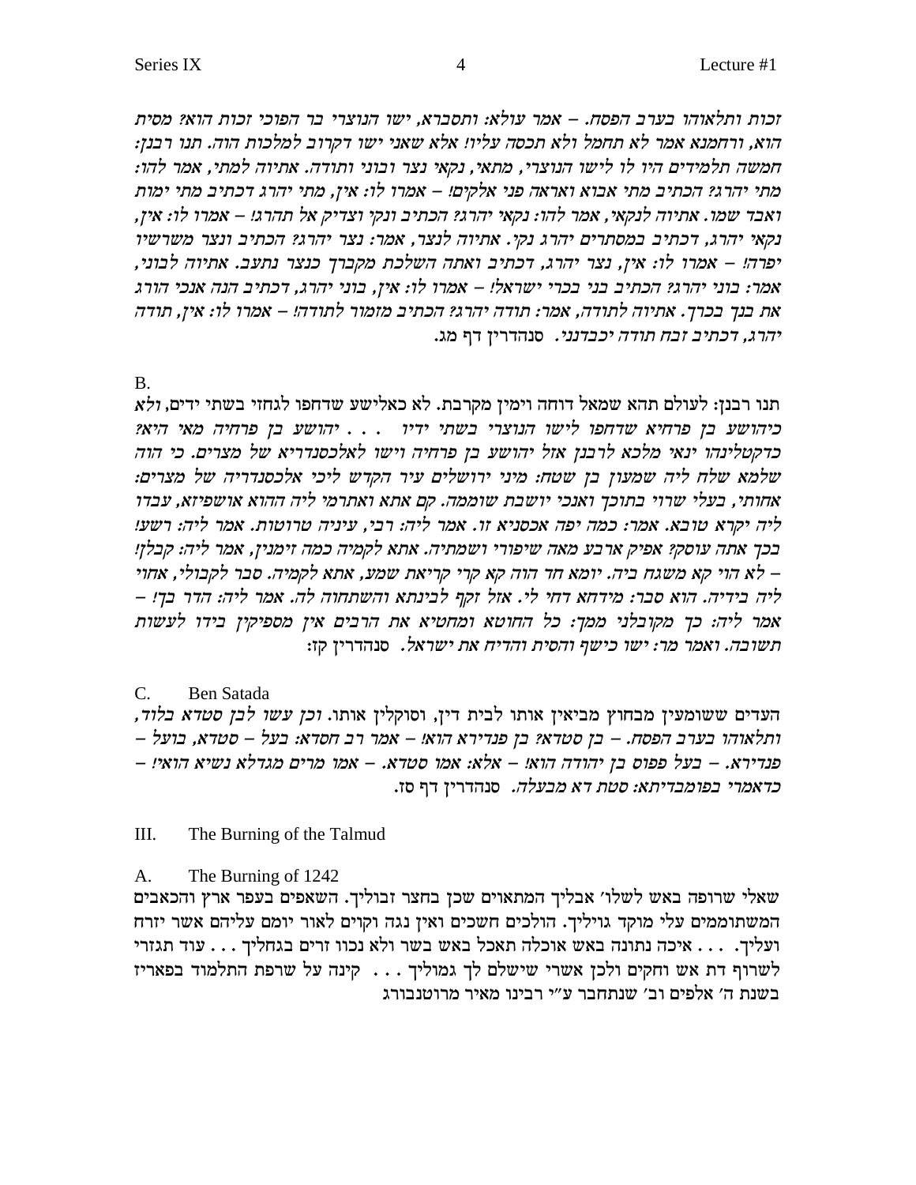*זכות ותלאוהו בערב הפסח. – אמר עולא: ותסברא, ישו הנוצרי בר הפוכי זכות הוא? מסית הוא, ורחמנא אמר לא תחמל ולא תכסה עליו! אלא שאני ישו דקרוב למלכות הוה. תנו רבנן: חמשה תלמידים היו לו לישו הנוצרי, מתאי, נקאי נצר ובוני ותודה. אתיוה למתי, אמר להו: מתי יהרג? הכתיב מתי אבוא ואראה פני אלקים! – אמרו לו: אין, מתי יהרג דכתיב מתי ימות ואבד שמו. אתיוה לנקאי, אמר להו: נקאי יהרג? הכתיב ונקי וצדיק אל תהרג! – אמרו לו: אין, נקאי יהרג, דכתיב במסתרים יהרג נקי. אתיוה לנצר, אמר: נצר יהרג? הכתיב ונצר משרשיו יפרה! – אמרו לו: אין, נצר יהרג, דכתיב ואתה השלכת מקברך כנצר נתעב. אתיוה לבוני, אמר: בוני יהרג? הכתיב בני בכרי ישראל! – אמרו לו: אין, בוני יהרג, דכתיב הנה אנכי הורג את בנך בכרך. אתיוה לתודה, אמר: תודה יהרג? הכתיב מזמור לתודה! – אמרו לו: אין, תודה יהרג, דכתיב זבח תודה יכבדנני.* סנהדרין דף מג.

B.

תנו רבנן: לעולם תהא שמאל דוחה וימין מקרבת. לא כאלישע שדחפו לגחזי בשתי ידים, *ולא כיהושע בן פרחיא שדחפו לישו הנוצרי בשתי ידיו . . . יהושע בן פרחיה מאי היא? כדקטלינהו ינאי מלכא לרבנן אזל יהושע בן פרחיה וישו לאלכסנדריא של מצרים. כי הוה שלמא שלח ליה שמעון בן שטח: מיני ירושלים עיר הקדש ליכי אלכסנדריה של מצרים: אחותי, בעלי שרוי בתוכך ואנכי יושבת שוממה. קם אתא ואתרמי ליה ההוא אושפיזא, עבדו ליה יקרא טובא. אמר: כמה יפה אכסניא זו. אמר ליה: רבי, עיניה טרוטות. אמר ליה: רשע! בכך אתה עוסק? אפיק ארבע מאה שיפורי ושמתיה. אתא לקמיה כמה זימנין, אמר ליה: קבלן! – לא הוי קא משגח ביה. יומא חד הוה קא קרי קריאת שמע, אתא לקמיה. סבר לקבולי, אחוי ליה בידיה. הוא סבר: מידחא דחי לי. אזל זקף לבינתא והשתחוה לה. אמר ליה: הדר בך! – אמר ליה: כך מקובלני ממך: כל החוטא ומחטיא את הרבים אין מספיקין בידו לעשות תשובה. ואמר מר: ישו כישף והסית והדיח את ישראל.* סנהדרין קז:

C. Ben Satada

העדים ששומעין מבחוץ מביאין אותו לבית דין, וסוקלין אותו. *וכן עשו לבן סטדא בלוד, ותלאוהו בערב הפסח. – בן סטדא? בן פנדירא הוא! – אמר רב חסדא: בעל – סטדא, בועל – פנדירא. – בעל פפוס בן יהודה הוא! – אלא: אמו סטדא. – אמו מרים מגדלא נשיא הוא! – כדאמרי בפומבדיתא: סטת דא מבעלה.* סנהדרין דף סז.

## III. The Burning of the Talmud

### A. The Burning of 1242

שאלי שרופה באש לשלו' אבליך המתאוים שכן בחצר זבוליך. השאפים בעפר ארץ והכאבים המשתוממים עלי מוקד גויליך. הולכים חשכים ואין נגה וקוים לאור יומם עליהם אשר יזרח ועליך. . . . איכה נתונה באש אוכלה תאכל באש בשר ולא נכוו זרים בגחליך . . . עוד תגזרי לשרוף דת אש וחקים ולכן אשרי שישלם לך גמוליך . . . קינה על שרפת התלמוד בפאריז בשנת ה' אלפים וב' שנתחבר ע"י רבינו מאיר מרוטנבורג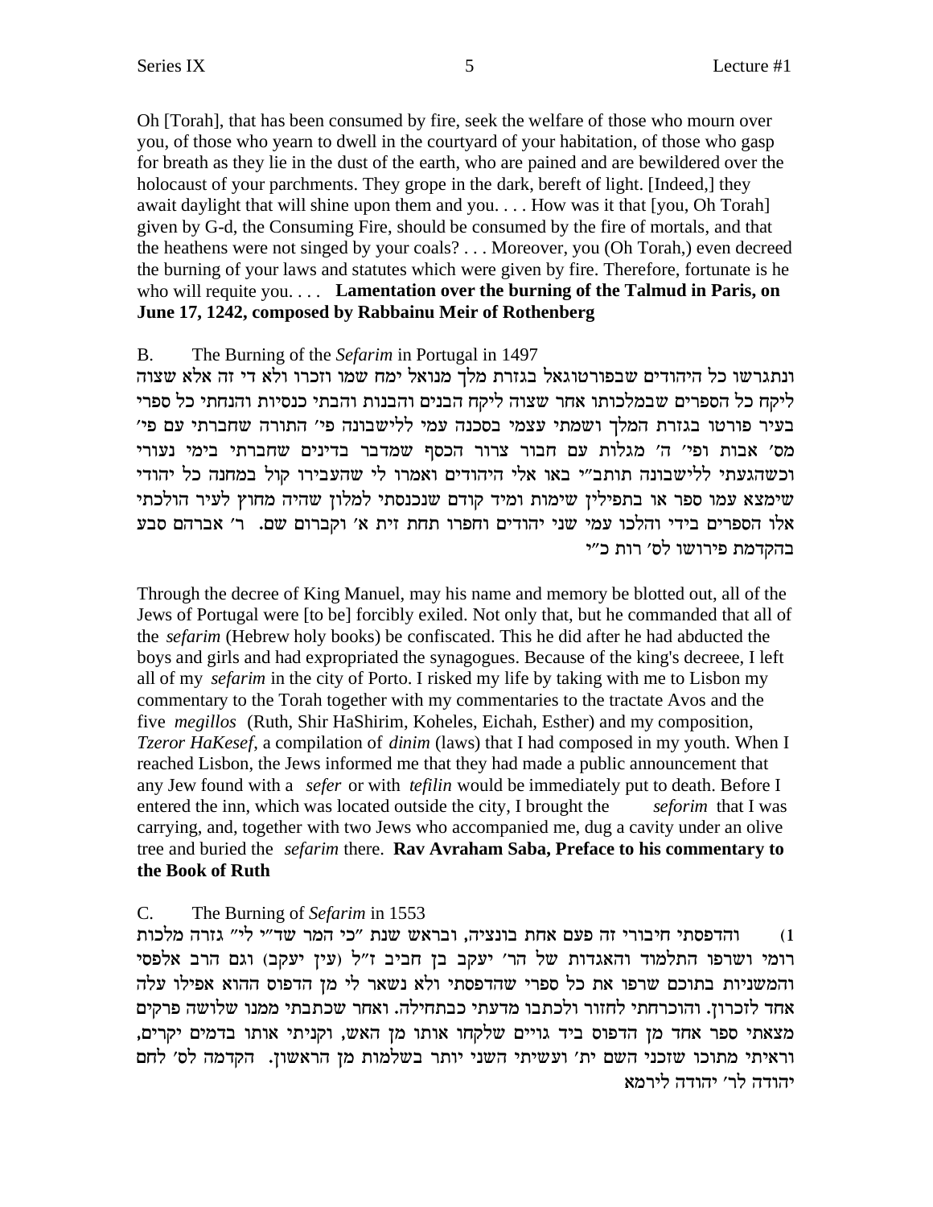Oh [Torah], that has been consumed by fire, seek the welfare of those who mourn over you, of those who yearn to dwell in the courtyard of your habitation, of those who gasp for breath as they lie in the dust of the earth, who are pained and are bewildered over the holocaust of your parchments. They grope in the dark, bereft of light. [Indeed,] they await daylight that will shine upon them and you. . . . How was it that [you, Oh Torah] given by G-d, the Consuming Fire, should be consumed by the fire of mortals, and that the heathens were not singed by your coals? . . . Moreover, you (Oh Torah,) even decreed the burning of your laws and statutes which were given by fire. Therefore, fortunate is he who will requite you. . . . **Lamentation over the burning of the Talmud in Paris, on June 17, 1242, composed by Rabbainu Meir of Rothenberg**

B. The Burning of the *Sefarim* in Portugal in 1497

ונתגרשו כל היהודים שבפורטוגאל בגזרת מלך מנואל ימח שמו וזכרו ולא די זה אלא שצוה ליקח כל הספרים שבמלכותו אחר שצוה ליקח הבנים והבנות והבתי כנסיות והנחתי כל ספרי בעיר פורטו בגזרת המלך ושמתי עצמי בסכנה עמי ללישבונה פי' התורה שחברתי עם פי' מס' אבות ופי' ה' מגלות עם חבור צרור הכסף שמדבר בדינים שחברתי בימי נעורי וכשהגעתי ללישבונה תותב"י באו אלי היהודים ואמרו לי שהעבירו קול במחנה כל יהודי שימצא עמו ספר או בתפילין שימות ומיד קודם שנכנסתי למלון שהיה מחוץ לעיר הולכתי אלו הספרים בידי והלכו עמי שני יהודים וחפרו תחת זית א' וקברום שם. ר' אברהם סבע בהקדמת פירושו לס' רות כ"י

Through the decree of King Manuel, may his name and memory be blotted out, all of the Jews of Portugal were [to be] forcibly exiled. Not only that, but he commanded that all of the *sefarim* (Hebrew holy books) be confiscated. This he did after he had abducted the boys and girls and had expropriated the synagogues. Because of the king's decreee, I left all of my *sefarim* in the city of Porto. I risked my life by taking with me to Lisbon my commentary to the Torah together with my commentaries to the tractate Avos and the five *megillos* (Ruth, Shir HaShirim, Koheles, Eichah, Esther) and my composition, *Tzeror HaKesef*, a compilation of *dinim* (laws) that I had composed in my youth. When I reached Lisbon, the Jews informed me that they had made a public announcement that any Jew found with a *sefer* or with *tefilin* would be immediately put to death. Before I entered the inn, which was located outside the city, I brought the *seforim* that I was carrying, and, together with two Jews who accompanied me, dug a cavity under an olive tree and buried the *sefarim* there. **Rav Avraham Saba, Preface to his commentary to the Book of Ruth**

C. The Burning of *Sefarim* in 1553

1) והדפסתי חיבורי זה פעם אחת בונציה, ובראש שנת "כי המר שד"י לי" גזרה מלכות רומי ושרפו התלמוד והאגדות של הר' יעקב בן חביב ז"ל (עין יעקב) וגם הרב אלפסי והמשניות בתוכם שרפו את כל ספרי שהדפסתי ולא נשאר לי מן הדפוס ההוא אפילו עלה אחד לזכרון. והוכרחתי לחזור ולכתבו מדעתי כבתחילה. ואחר שכתבתי ממנו שלושה פרקים מצאתי ספר אחד מן הדפוס ביד גויים שלקחו אותו מן האש, וקניתי אותו בדמים יקרים, וראיתי מתוכו שזכני השם ית' ועשיתי השני יותר בשלמות מן הראשון. הקדמה לס' לחם יהודה לר' יהודה לירמא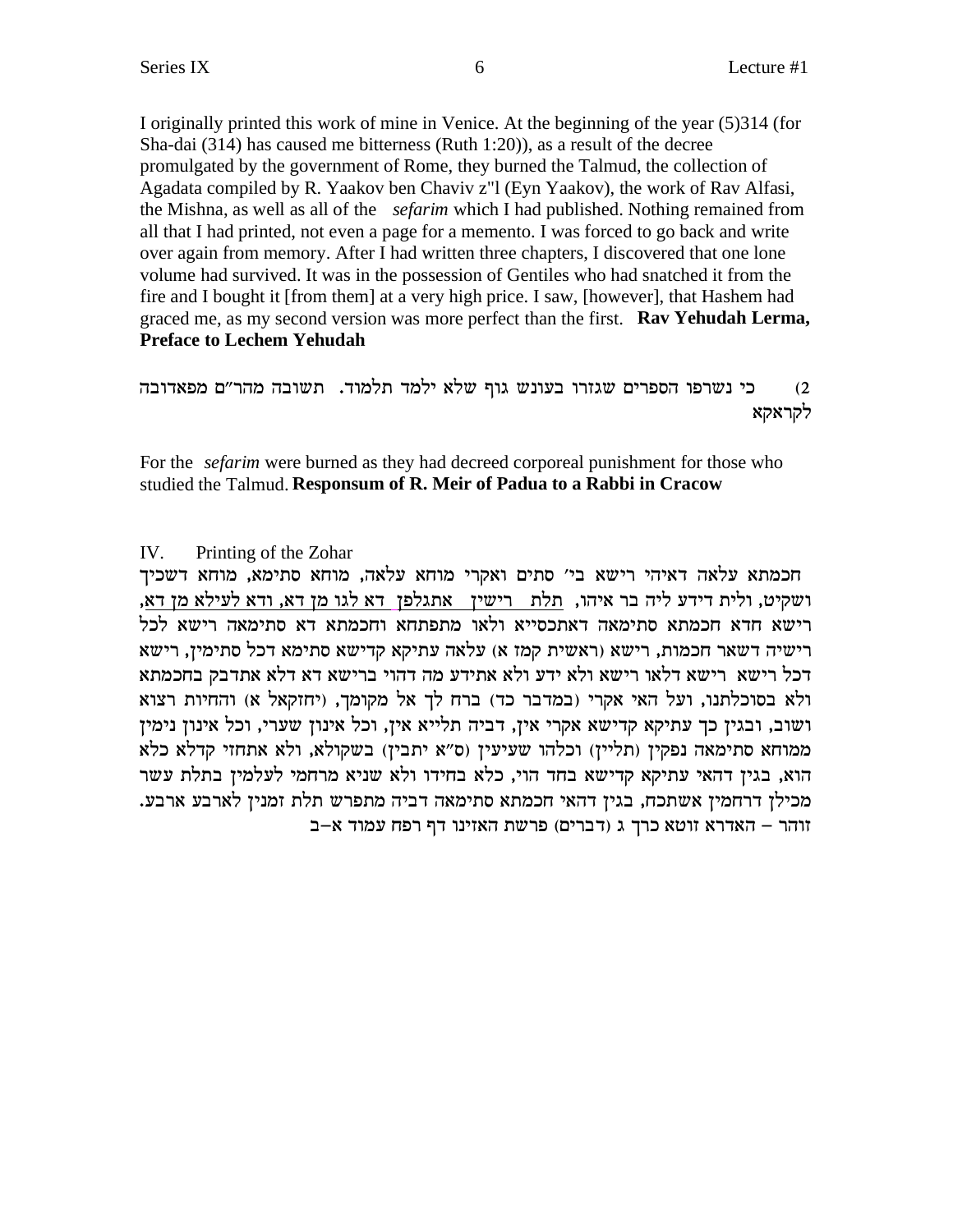I originally printed this work of mine in Venice. At the beginning of the year (5)314 (for Sha-dai (314) has caused me bitterness (Ruth 1:20)), as a result of the decree promulgated by the government of Rome, they burned the Talmud, the collection of Agadata compiled by R. Yaakov ben Chaviv z"l (Eyn Yaakov), the work of Rav Alfasi, the Mishna, as well as all of the *sefarim* which I had published. Nothing remained from all that I had printed, not even a page for a memento. I was forced to go back and write over again from memory. After I had written three chapters, I discovered that one lone volume had survived. It was in the possession of Gentiles who had snatched it from the fire and I bought it at a very high price. I saw, [however], that Hashem had graced me, as my second version was more perfect than the first. **Rav Yehudah Lerma, Preface to Lechem Yehudah**

2) כי נשרפו הספרים שגזרו בעונש גוף שלא ילמד תלמוד. **תשובה מהר"ם מפאדובה לקראקא**

For the *sefarim* were burned as they had decreed corporeal punishment for those who studied the Talmud. **Responsum of R. Meir of Padua to a Rabbi in Cracow**

IV. Printing of the Zohar

חכמתא עלאה דאיהי רישא בי' סתים ואקרי מוחא עלאה, מוחא סתימא, מוחא דשכיך ושקיט, ולית דידע ליה בר איהו, תלת רישין אתגלפן דא לגו מן דא, ודא לעילא מן דא, רישא חדא חכמתא סתימאה דאתכסייא ולאו מתפתחא וחכמתא דא סתימאה רישא לכל רישיה דשאר חכמות, רישא (ראשית קמז א) עלאה עתיקא קדישא סתימא דכל סתימין, רישא דכל רישא רישא דלאו רישא ולא ידע ולא אתידע מה דהוי ברישא דא דלא אתדבק בחכמתא ולא בסוכלתנו, ועל האי אקרי (במדבר כד) ברח לך אל מקומך, (יחזקאל א) והחיות רצוא ושוב, ובגין כך עתיקא קדישא אקרי אין, דביה תלייא אין, וכל אינון שערי, וכל אינון נימין ממוחא סתימאה נפקין (תליין) וכלהו שעיעין (ס"א יתבין) בשקולא, ולא אתחזי קדלא כלא הוא, בגין דהאי עתיקא קדישא בחד הוי, כלא בחידו ולא שניא מרחמי לעלמין בתלת עשר מכילן דרחמין אשתכח, בגין דהאי חכמתא סתימאה דביה מתפרש תלת זמנין לארבע ארבע.
זוהר – האדרא זוטא כרך ג (דברים) פרשת האזינו דף רפח עמוד א–ב